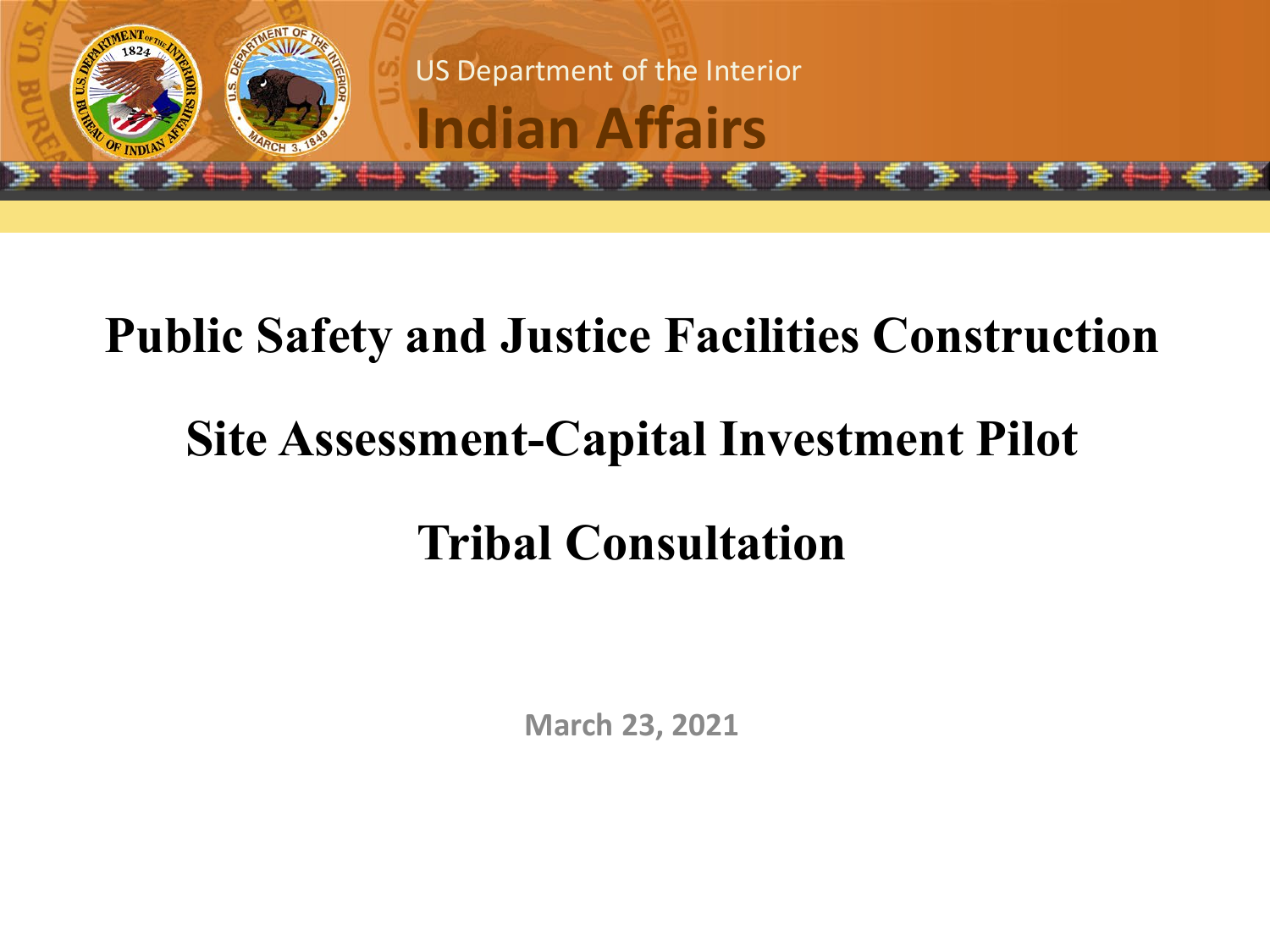US Department of the Interior

Indian Affairs

# Public Safety and Justice Facilities Construction

# Site Assessment-Capital Investment Pilot

# Tribal Consultation

March 23, 2021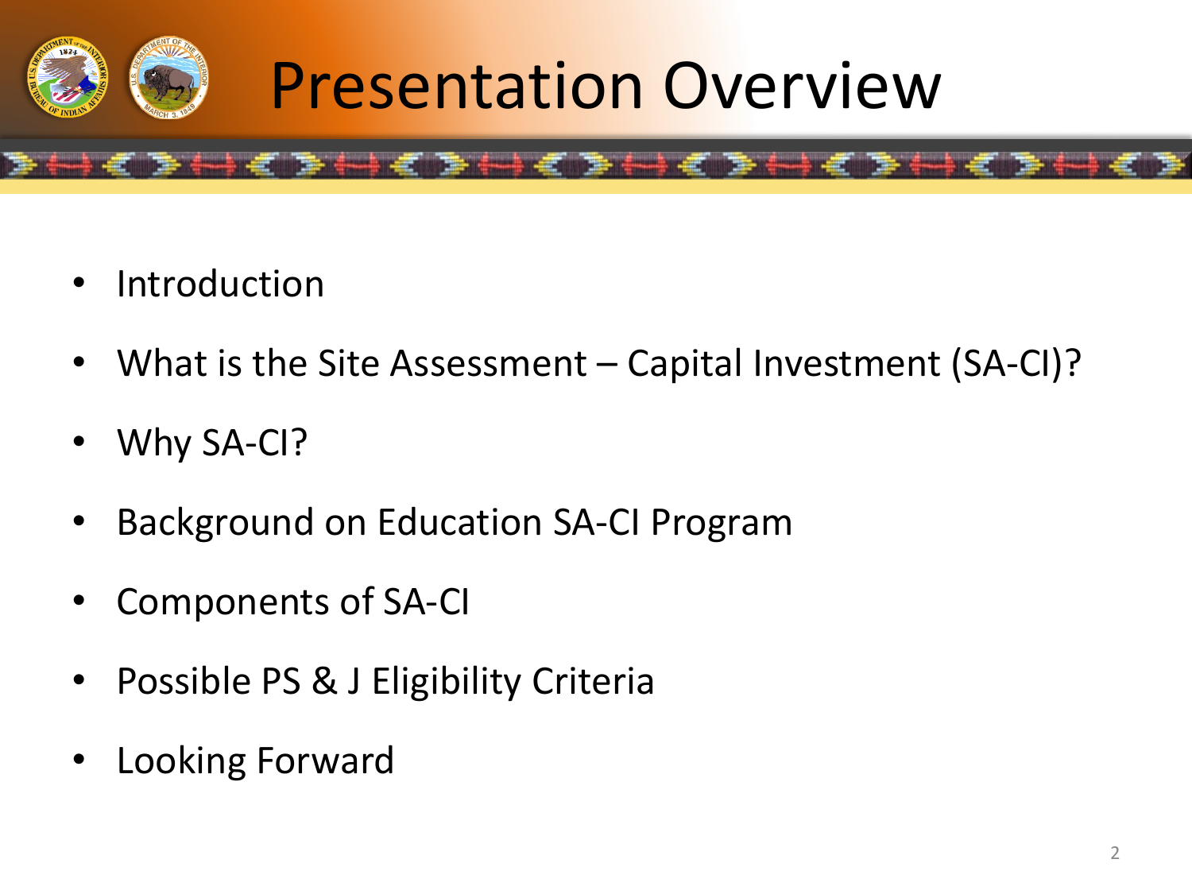# Presentation Overview

- Introduction
- What is the Site Assessment – Capital Investment (SA-CI)?
- Why SA-CI?
- Background on Education SA-CI Program
- Components of SA-CI
- Possible PS & J Eligibility Criteria
- Looking Forward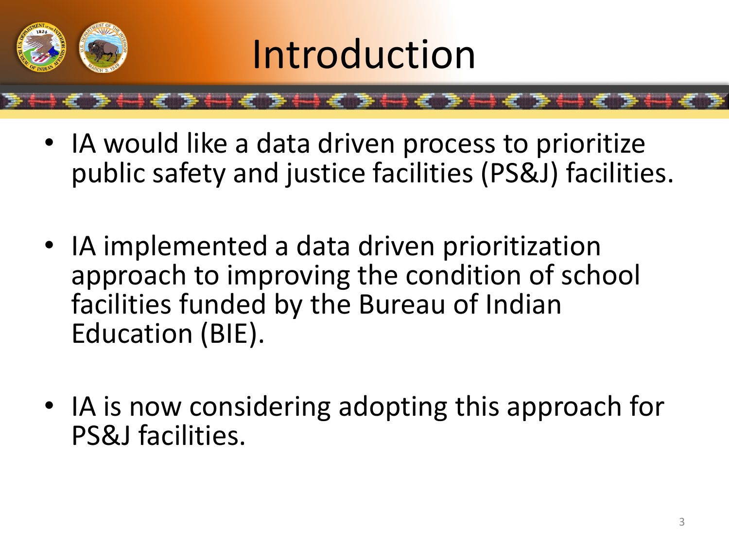# Introduction

- IA would like a data driven process to prioritize public safety and justice facilities (PS&J) facilities.

- IA implemented a data driven prioritization approach to improving the condition of school facilities funded by the Bureau of Indian Education (BIE).

- IA is now considering adopting this approach for PS&J facilities.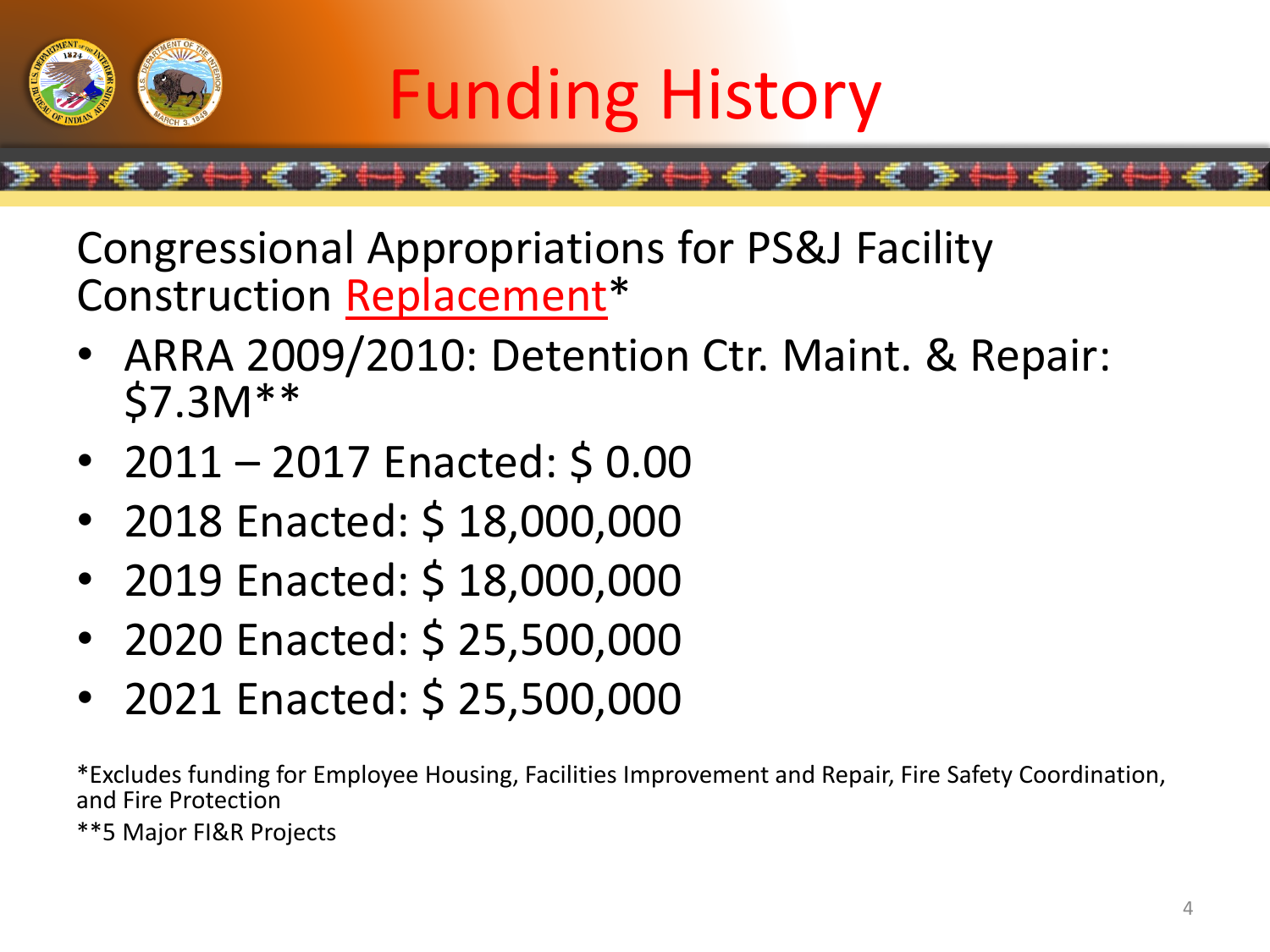# Funding History

Congressional Appropriations for PS&J Facility Construction Replacement*

- ARRA 2009/2010: Detention Ctr. Maint. & Repair: $7.3M**
- 2011 – 2017 Enacted: $ 0.00
- 2018 Enacted: $ 18,000,000
- 2019 Enacted: $ 18,000,000
- 2020 Enacted: $ 25,500,000
- 2021 Enacted: $ 25,500,000

*Excludes funding for Employee Housing, Facilities Improvement and Repair, Fire Safety Coordination, and Fire Protection

**5 Major FI&R Projects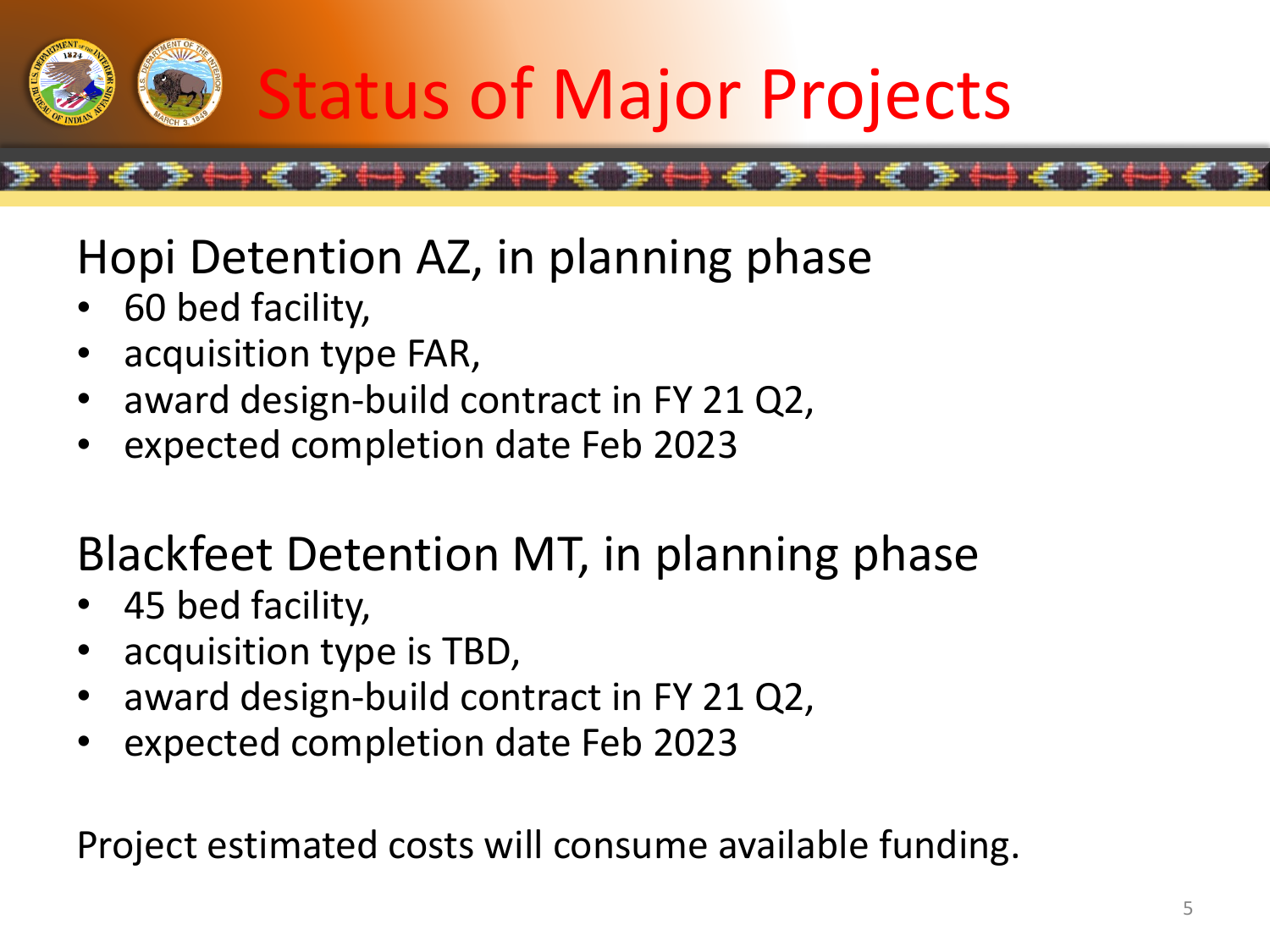# Status of Major Projects

## Hopi Detention AZ, in planning phase

- 60 bed facility,
- acquisition type FAR,
- award design-build contract in FY 21 Q2,
- expected completion date Feb 2023

## Blackfeet Detention MT, in planning phase

- 45 bed facility,
- acquisition type is TBD,
- award design-build contract in FY 21 Q2,
- expected completion date Feb 2023

Project estimated costs will consume available funding.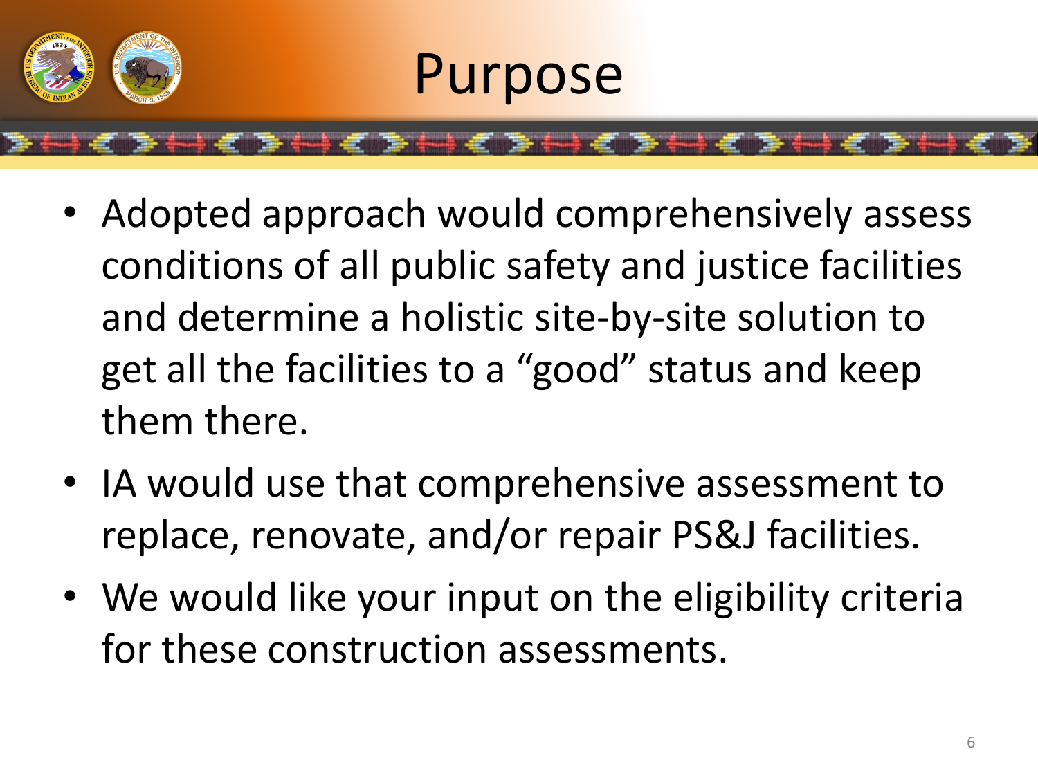# Purpose

- Adopted approach would comprehensively assess conditions of all public safety and justice facilities and determine a holistic site-by-site solution to get all the facilities to a "good" status and keep them there.
- IA would use that comprehensive assessment to replace, renovate, and/or repair PS&J facilities.
- We would like your input on the eligibility criteria for these construction assessments.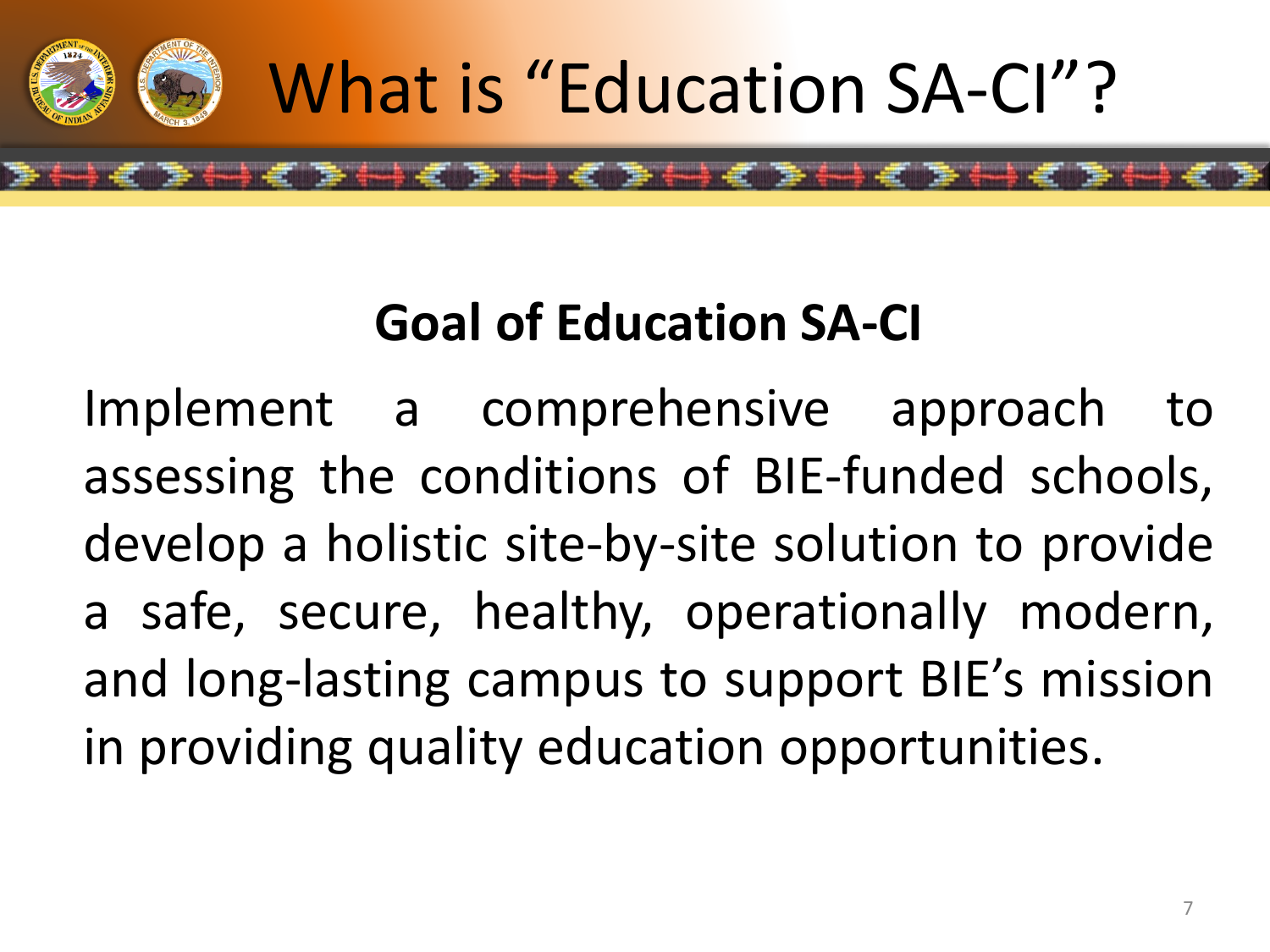# What is "Education SA-CI"?

## Goal of Education SA-CI

Implement a comprehensive approach to assessing the conditions of BIE-funded schools, develop a holistic site-by-site solution to provide a safe, secure, healthy, operationally modern, and long-lasting campus to support BIE's mission in providing quality education opportunities.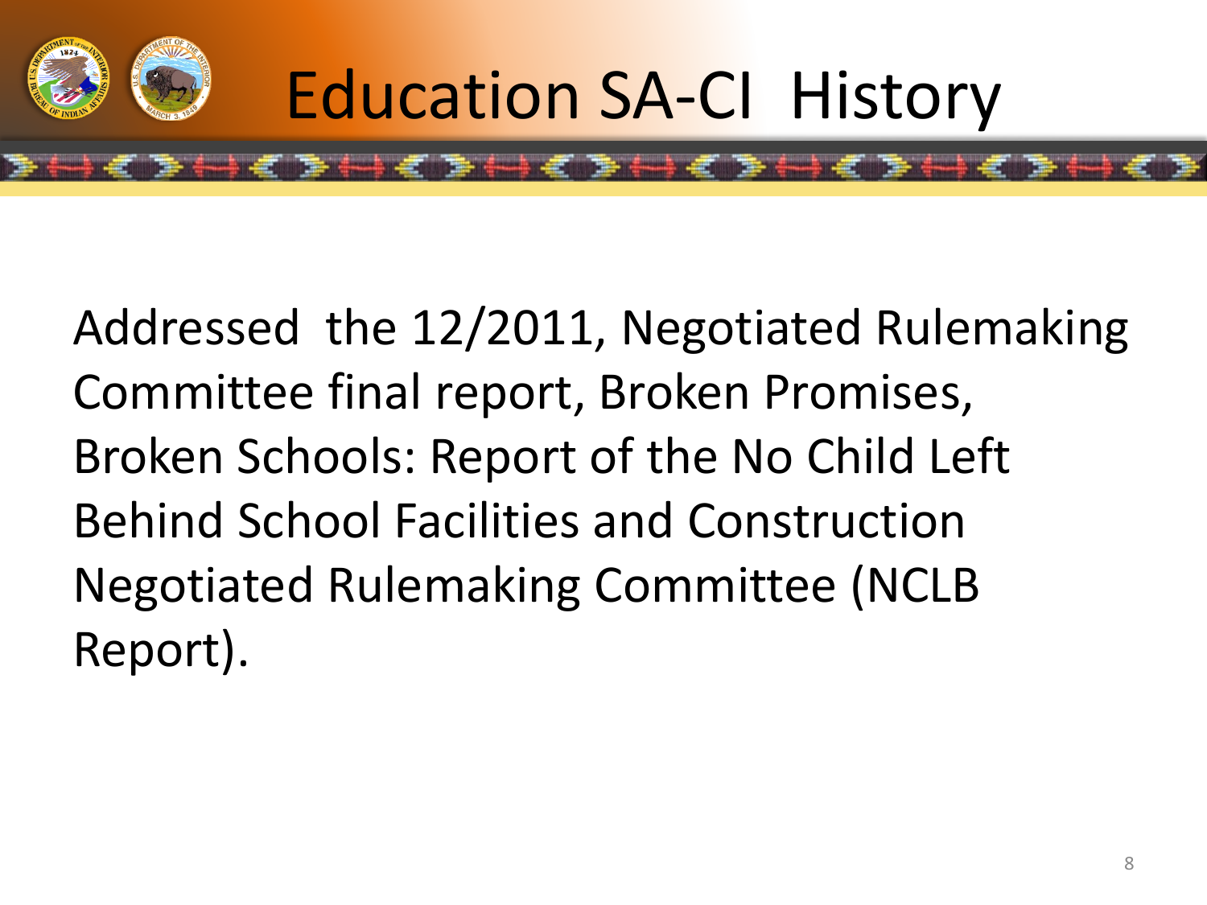# Education SA-CI History

Addressed the 12/2011, Negotiated Rulemaking Committee final report, Broken Promises, Broken Schools: Report of the No Child Left Behind School Facilities and Construction Negotiated Rulemaking Committee (NCLB Report).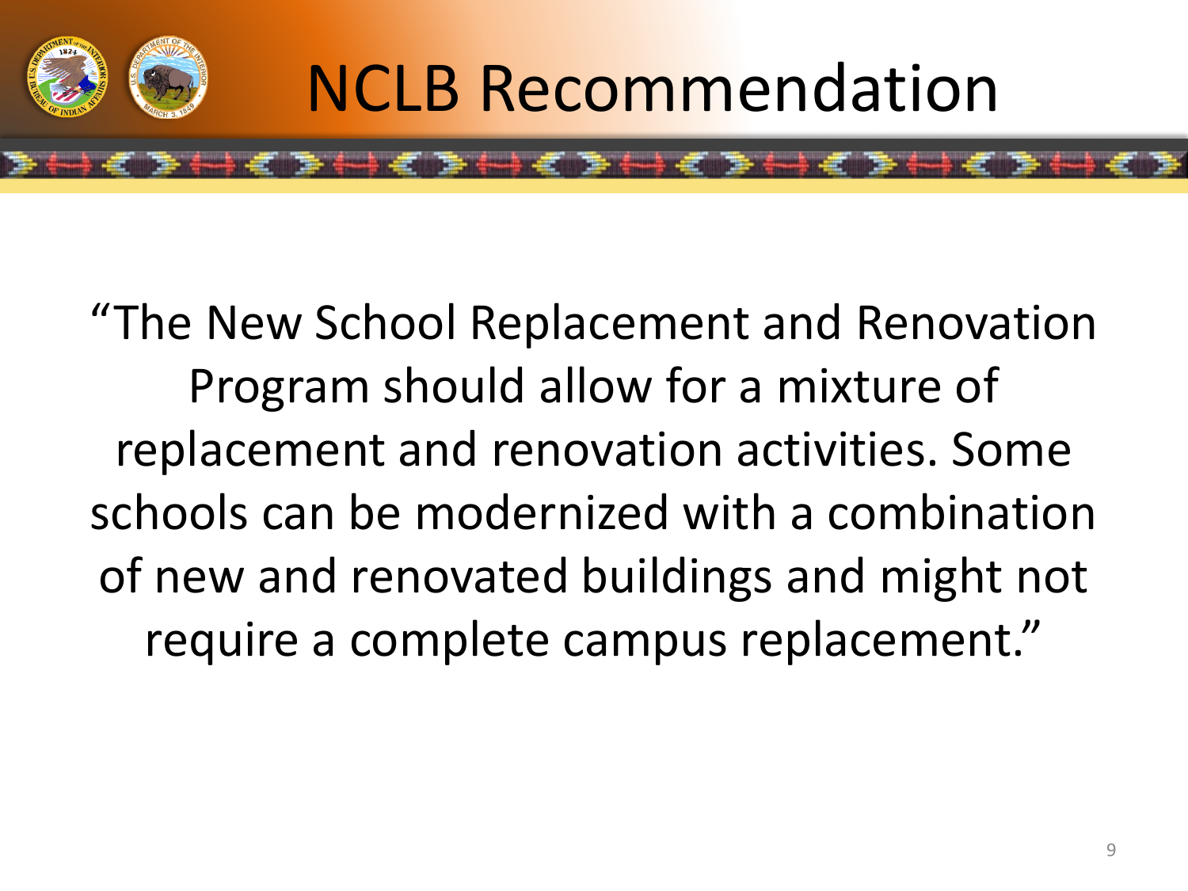# NCLB Recommendation

"The New School Replacement and Renovation Program should allow for a mixture of replacement and renovation activities. Some schools can be modernized with a combination of new and renovated buildings and might not require a complete campus replacement."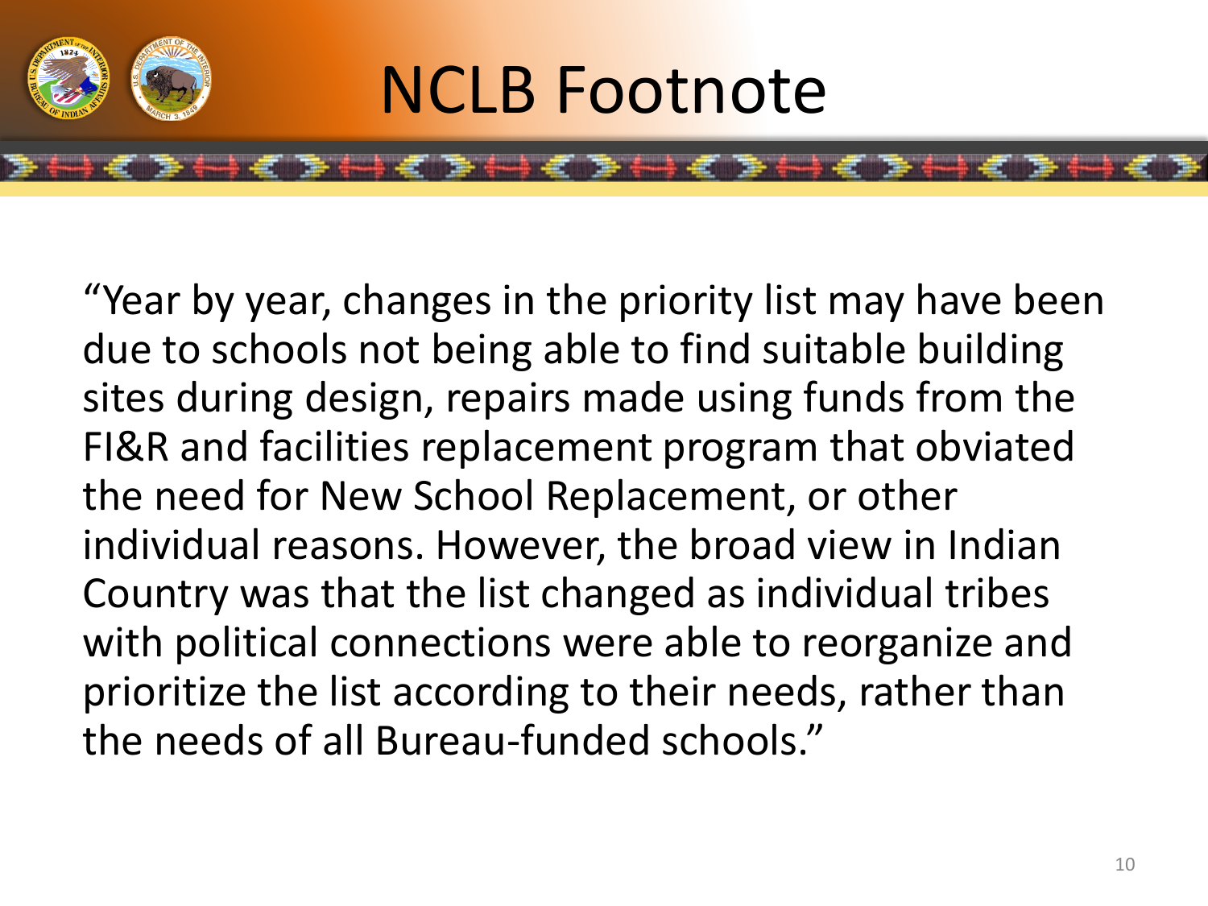# NCLB Footnote

"Year by year, changes in the priority list may have been due to schools not being able to find suitable building sites during design, repairs made using funds from the FI&R and facilities replacement program that obviated the need for New School Replacement, or other individual reasons. However, the broad view in Indian Country was that the list changed as individual tribes with political connections were able to reorganize and prioritize the list according to their needs, rather than the needs of all Bureau-funded schools."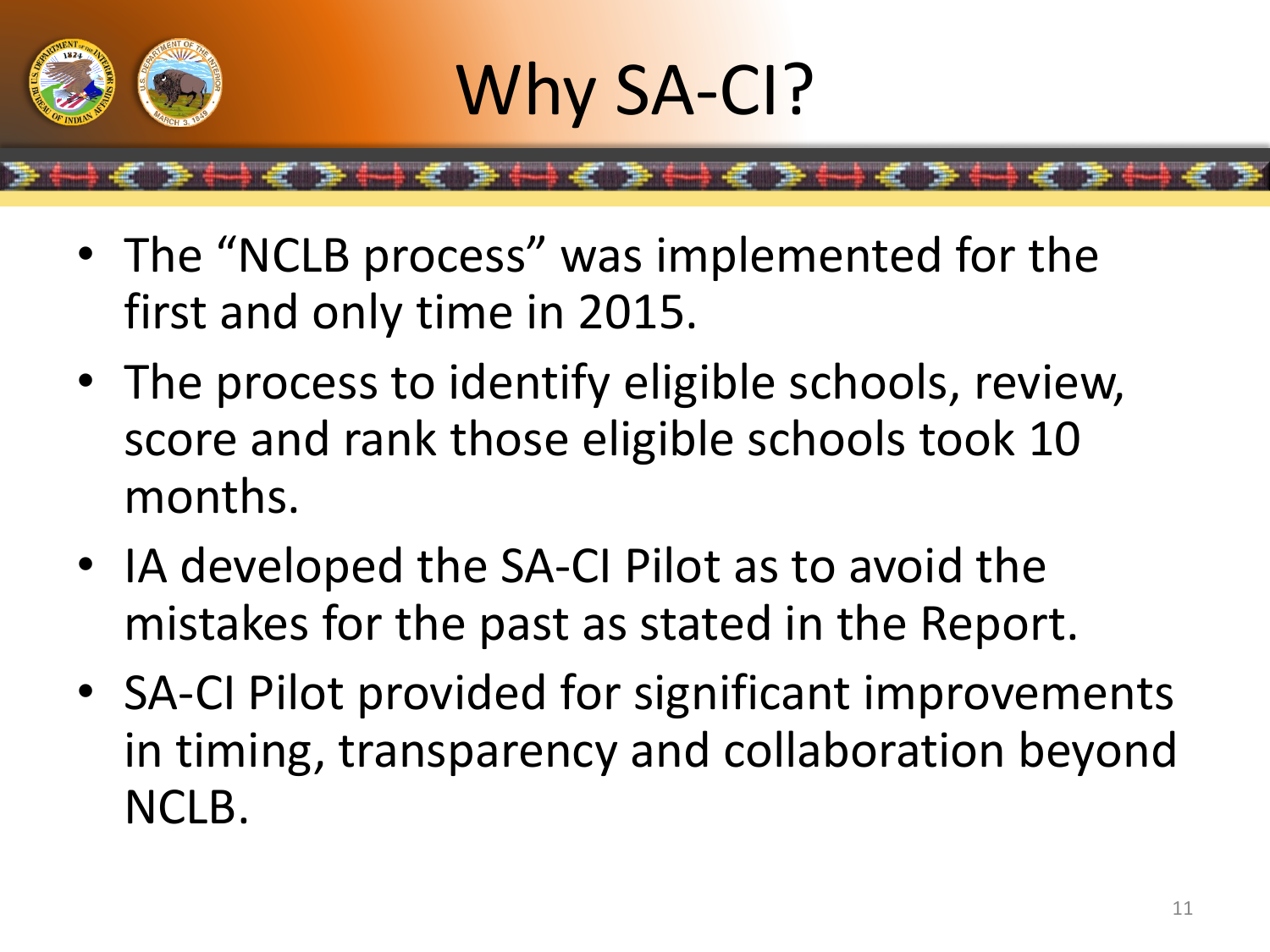# Why SA-CI?

- The "NCLB process" was implemented for the first and only time in 2015.
- The process to identify eligible schools, review, score and rank those eligible schools took 10 months.
- IA developed the SA-CI Pilot as to avoid the mistakes for the past as stated in the Report.
- SA-CI Pilot provided for significant improvements in timing, transparency and collaboration beyond NCLB.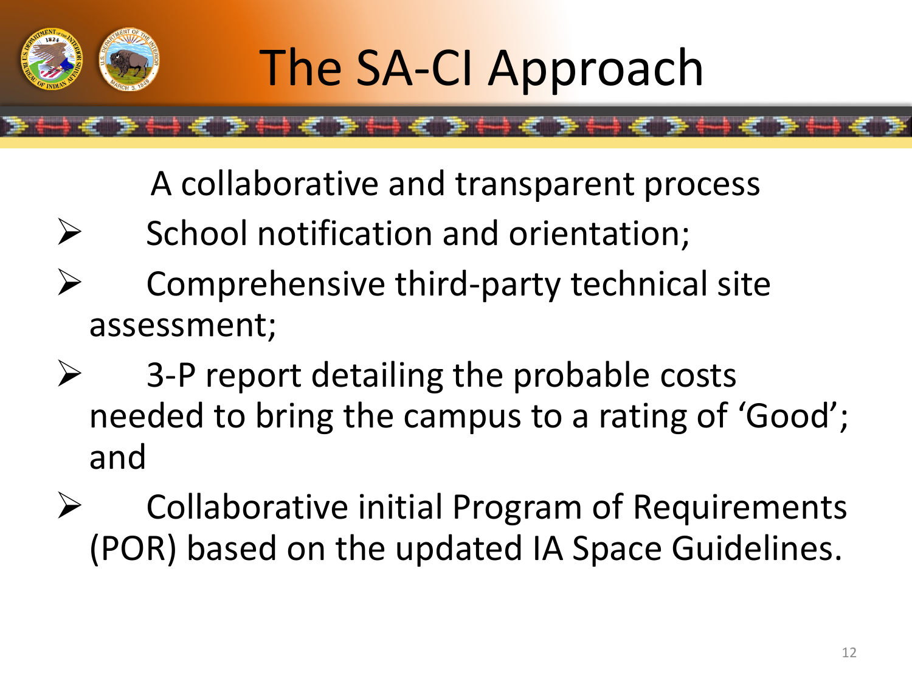# The SA-CI Approach

A collaborative and transparent process

- School notification and orientation;
- Comprehensive third-party technical site assessment;
- 3-P report detailing the probable costs needed to bring the campus to a rating of 'Good'; and
- Collaborative initial Program of Requirements (POR) based on the updated IA Space Guidelines.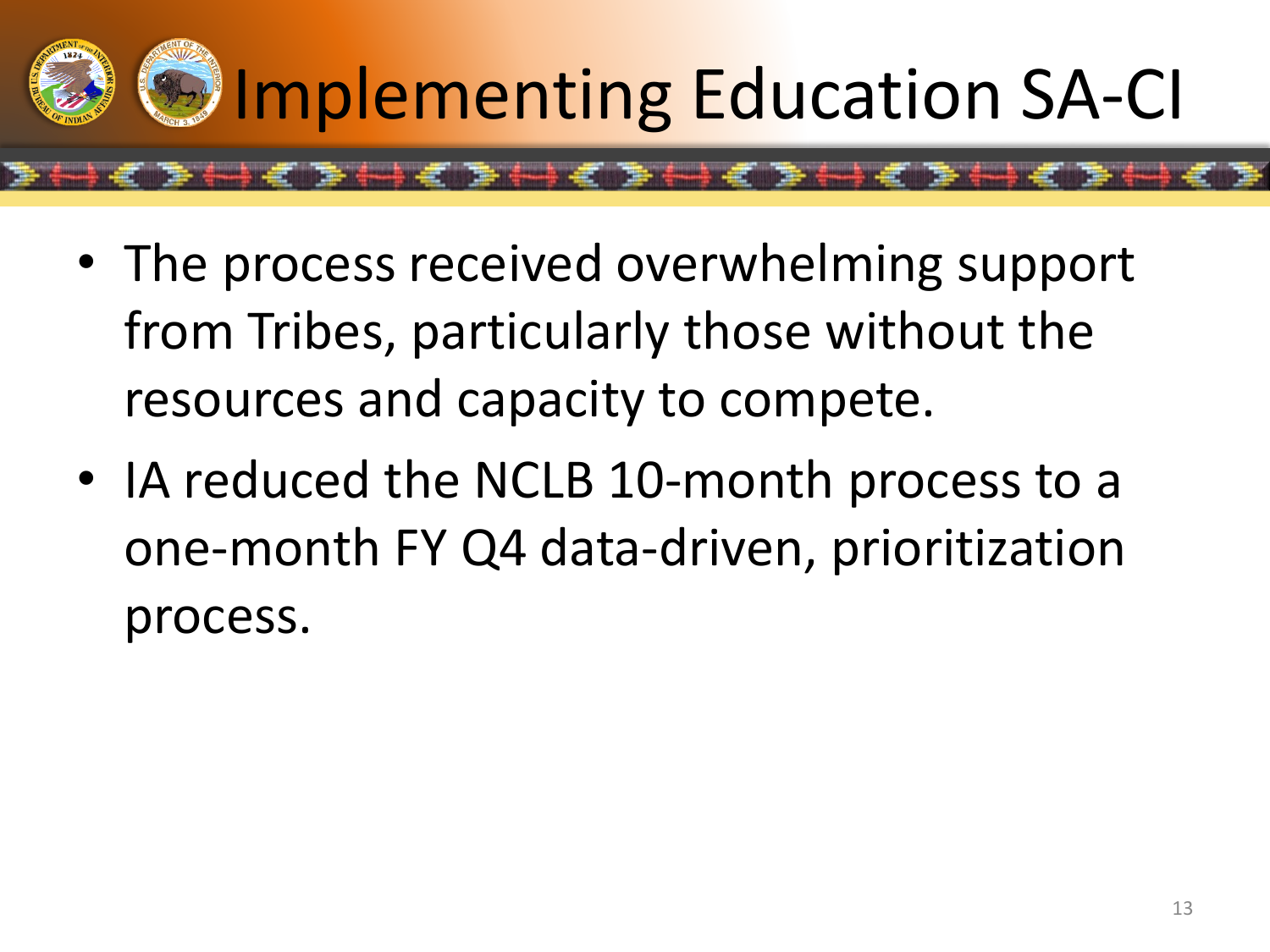# Implementing Education SA-CI

- The process received overwhelming support from Tribes, particularly those without the resources and capacity to compete.
- IA reduced the NCLB 10-month process to a one-month FY Q4 data-driven, prioritization process.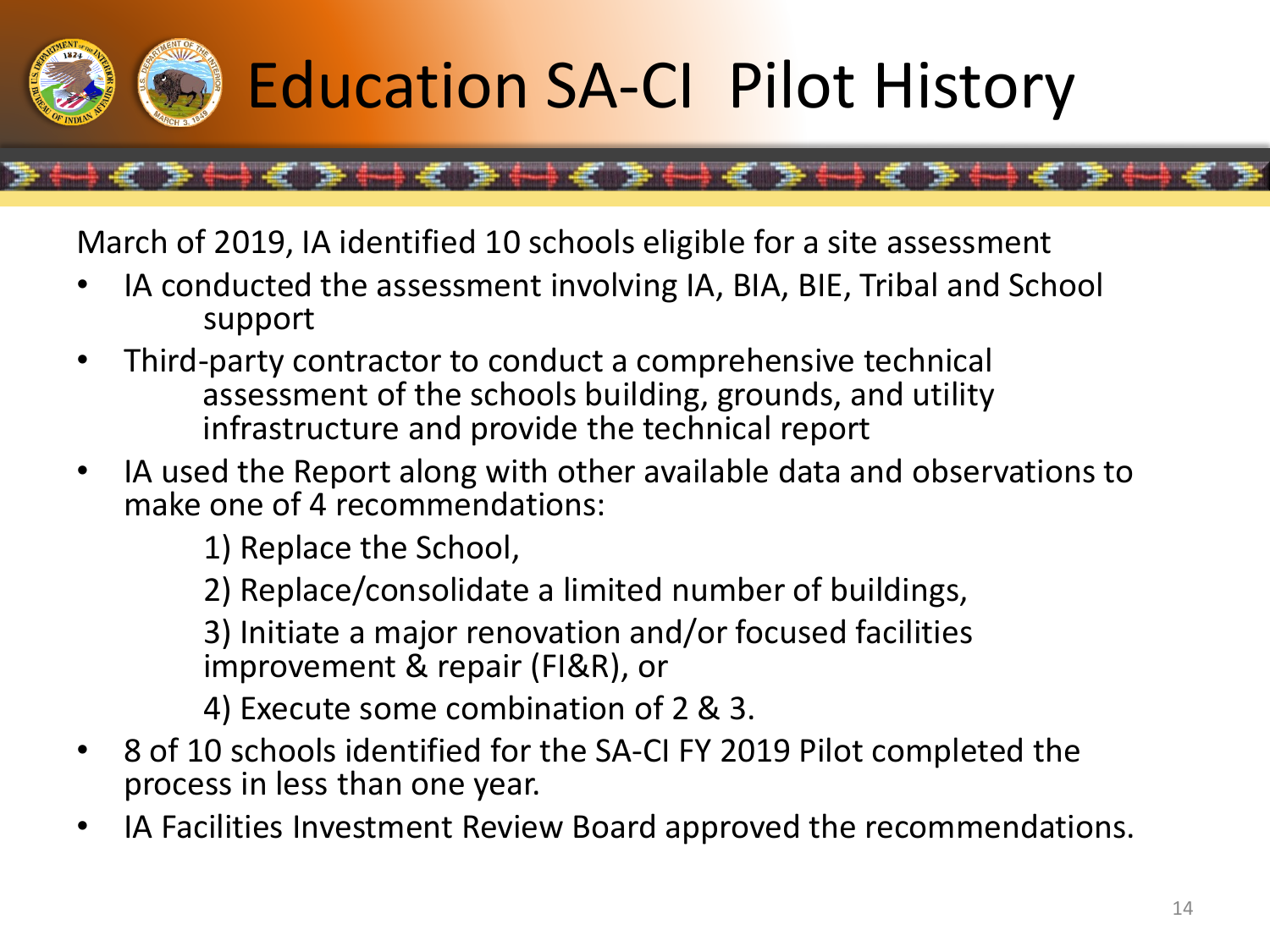# Education SA-CI Pilot History

March of 2019, IA identified 10 schools eligible for a site assessment

- IA conducted the assessment involving IA, BIA, BIE, Tribal and School support
- Third-party contractor to conduct a comprehensive technical assessment of the schools building, grounds, and utility infrastructure and provide the technical report
- IA used the Report along with other available data and observations to make one of 4 recommendations:

  1) Replace the School,

  2) Replace/consolidate a limited number of buildings,

  3) Initiate a major renovation and/or focused facilities improvement & repair (FI&R), or

  4) Execute some combination of 2 & 3.
- 8 of 10 schools identified for the SA-CI FY 2019 Pilot completed the process in less than one year.
- IA Facilities Investment Review Board approved the recommendations.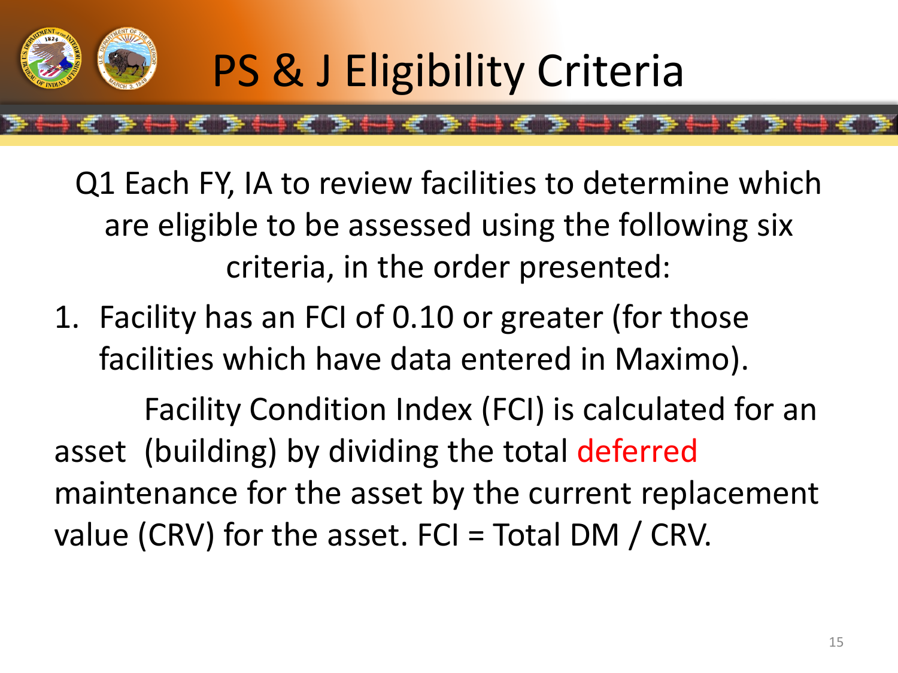# PS & J Eligibility Criteria

Q1 Each FY, IA to review facilities to determine which are eligible to be assessed using the following six criteria, in the order presented:

1. Facility has an FCI of 0.10 or greater (for those facilities which have data entered in Maximo).

Facility Condition Index (FCI) is calculated for an asset (building) by dividing the total deferred maintenance for the asset by the current replacement value (CRV) for the asset. FCI = Total DM / CRV.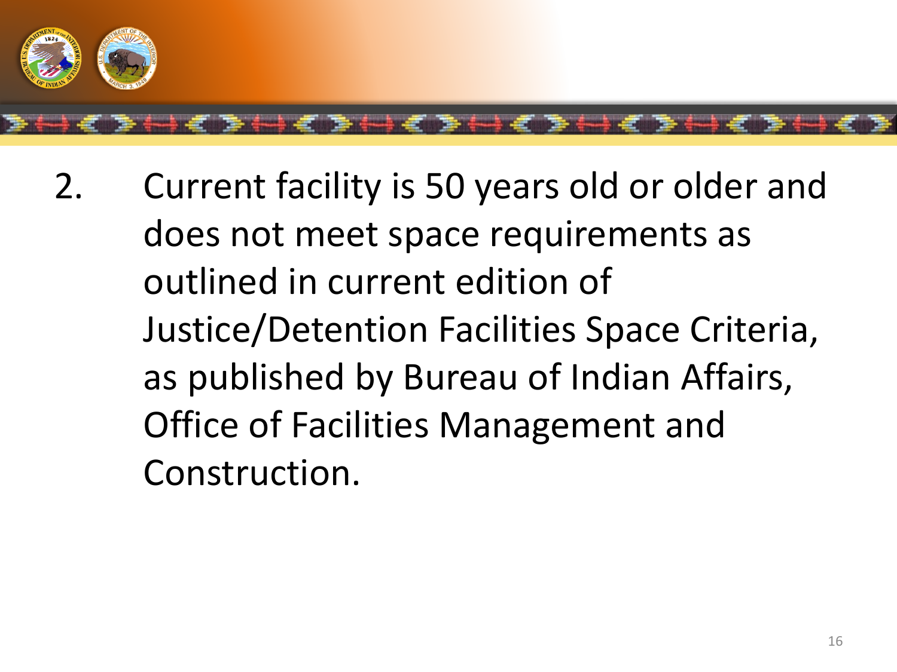2. Current facility is 50 years old or older and does not meet space requirements as outlined in current edition of Justice/Detention Facilities Space Criteria, as published by Bureau of Indian Affairs, Office of Facilities Management and Construction.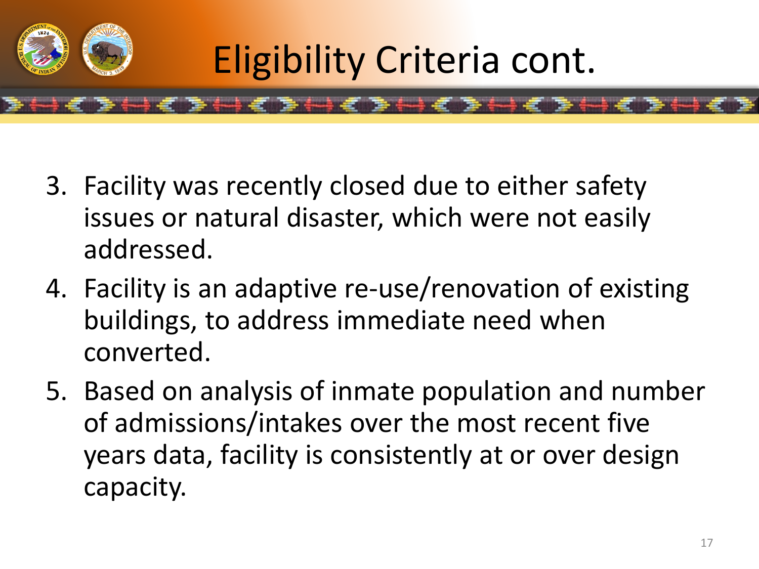# Eligibility Criteria cont.

3. Facility was recently closed due to either safety issues or natural disaster, which were not easily addressed.
4. Facility is an adaptive re-use/renovation of existing buildings, to address immediate need when converted.
5. Based on analysis of inmate population and number of admissions/intakes over the most recent five years data, facility is consistently at or over design capacity.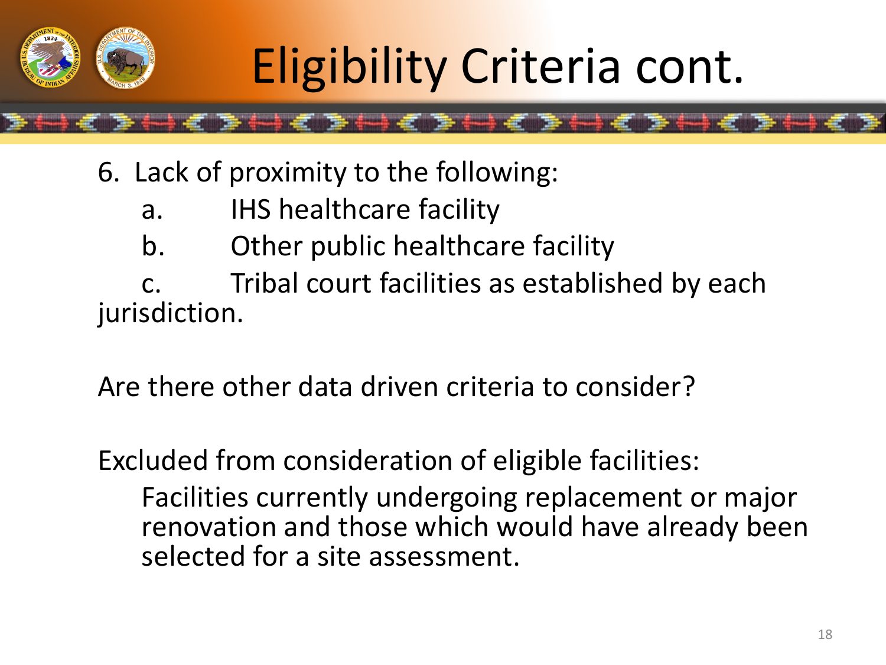# Eligibility Criteria cont.

6. Lack of proximity to the following:
   a. IHS healthcare facility
   b. Other public healthcare facility
   c. Tribal court facilities as established by each jurisdiction.

Are there other data driven criteria to consider?

Excluded from consideration of eligible facilities:

Facilities currently undergoing replacement or major renovation and those which would have already been selected for a site assessment.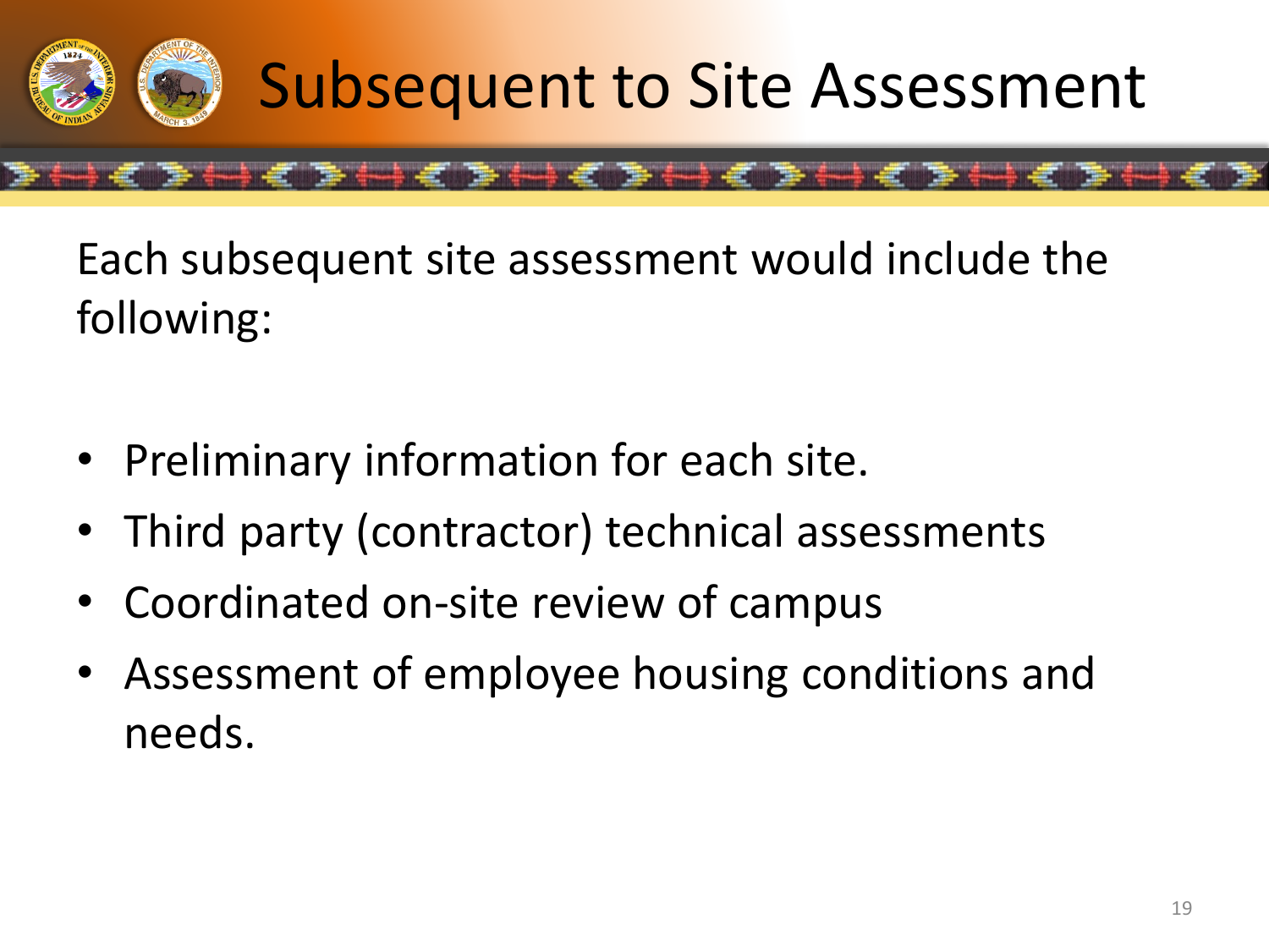# Subsequent to Site Assessment

Each subsequent site assessment would include the following:

- Preliminary information for each site.
- Third party (contractor) technical assessments
- Coordinated on-site review of campus
- Assessment of employee housing conditions and needs.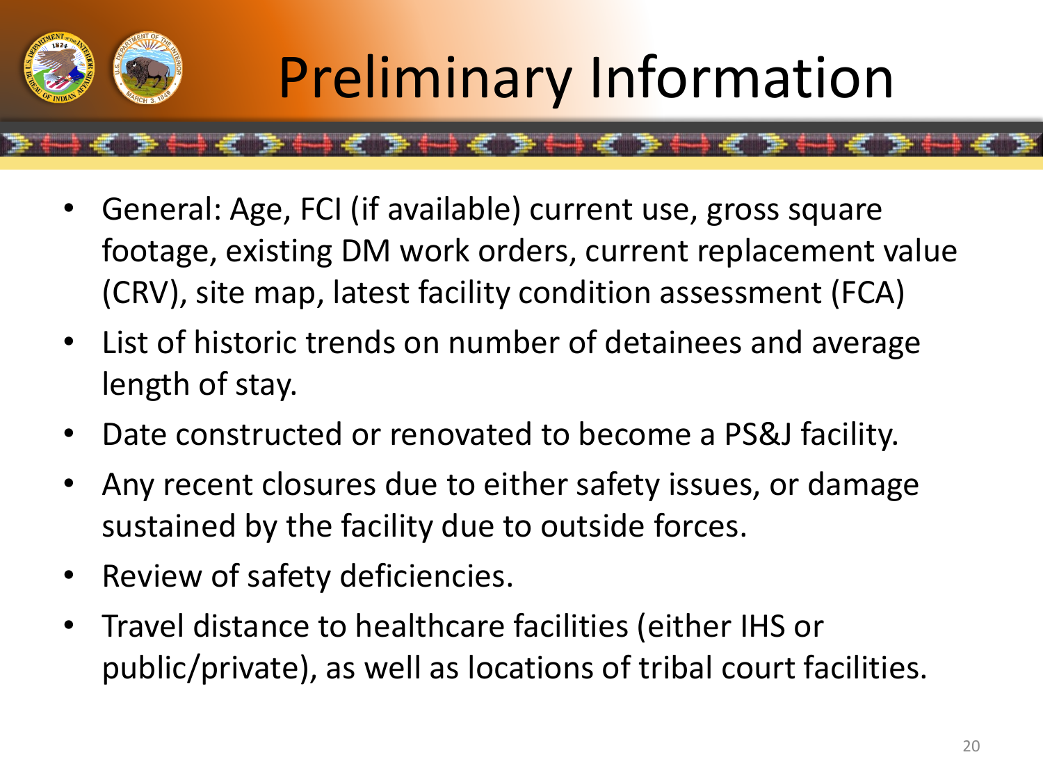# Preliminary Information

- General: Age, FCI (if available) current use, gross square footage, existing DM work orders, current replacement value (CRV), site map, latest facility condition assessment (FCA)
- List of historic trends on number of detainees and average length of stay.
- Date constructed or renovated to become a PS&J facility.
- Any recent closures due to either safety issues, or damage sustained by the facility due to outside forces.
- Review of safety deficiencies.
- Travel distance to healthcare facilities (either IHS or public/private), as well as locations of tribal court facilities.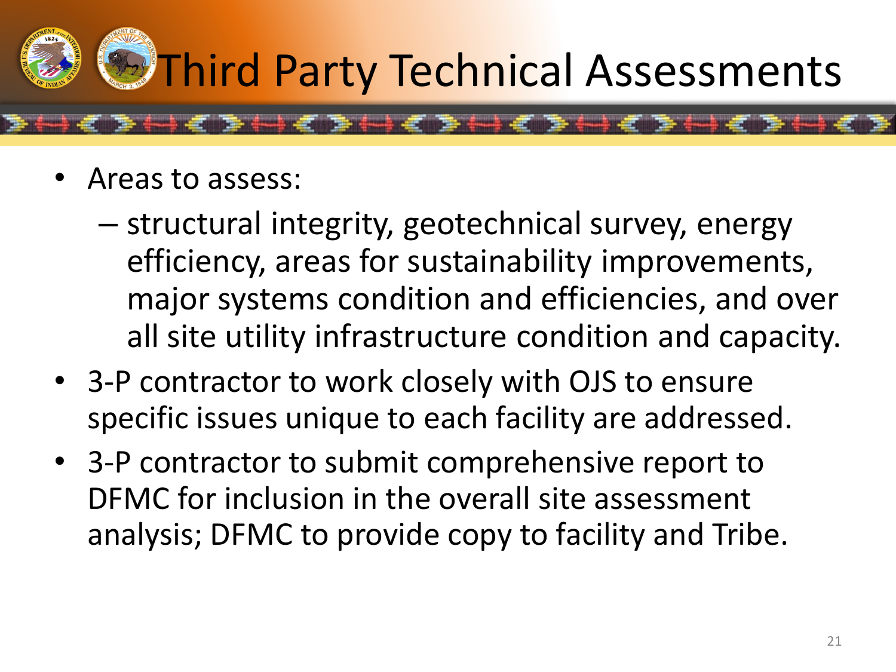# Third Party Technical Assessments

- Areas to assess:
  - structural integrity, geotechnical survey, energy efficiency, areas for sustainability improvements, major systems condition and efficiencies, and over all site utility infrastructure condition and capacity.
- 3-P contractor to work closely with OJS to ensure specific issues unique to each facility are addressed.
- 3-P contractor to submit comprehensive report to DFMC for inclusion in the overall site assessment analysis; DFMC to provide copy to facility and Tribe.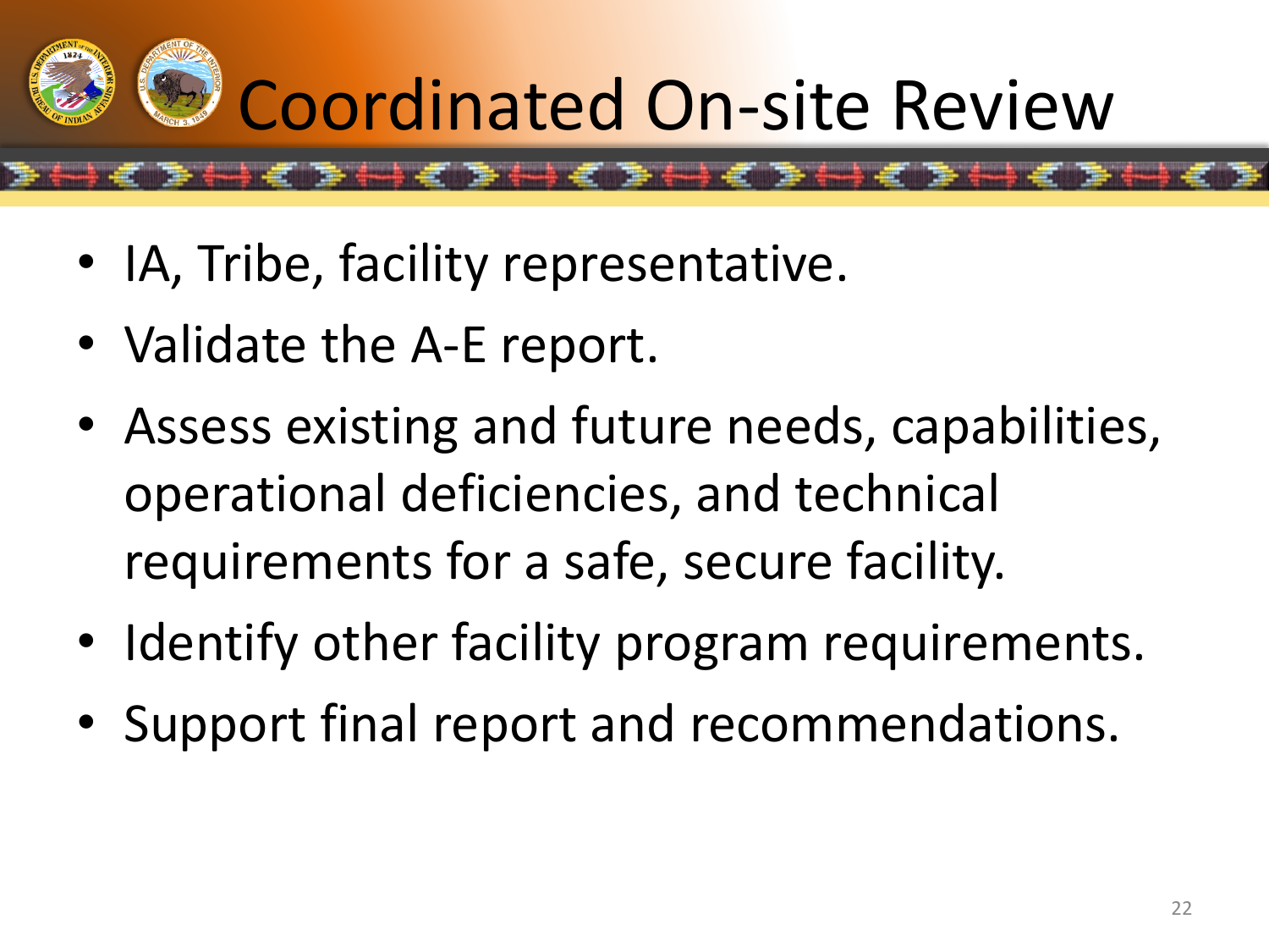# Coordinated On-site Review

- IA, Tribe, facility representative.
- Validate the A-E report.
- Assess existing and future needs, capabilities, operational deficiencies, and technical requirements for a safe, secure facility.
- Identify other facility program requirements.
- Support final report and recommendations.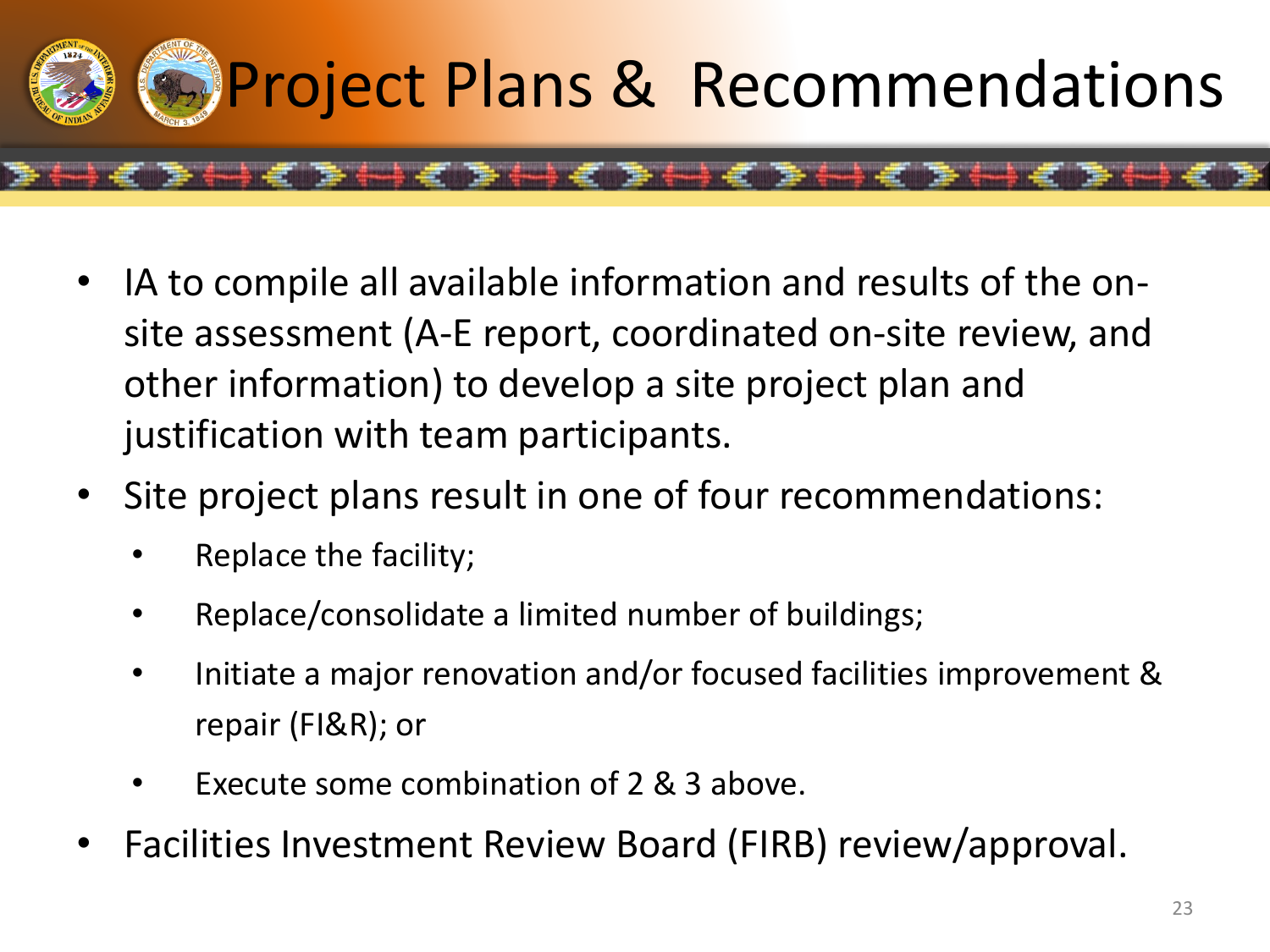# Project Plans & Recommendations

- IA to compile all available information and results of the on-site assessment (A-E report, coordinated on-site review, and other information) to develop a site project plan and justification with team participants.
- Site project plans result in one of four recommendations:
  - Replace the facility;
  - Replace/consolidate a limited number of buildings;
  - Initiate a major renovation and/or focused facilities improvement & repair (FI&R); or
  - Execute some combination of 2 & 3 above.
- Facilities Investment Review Board (FIRB) review/approval.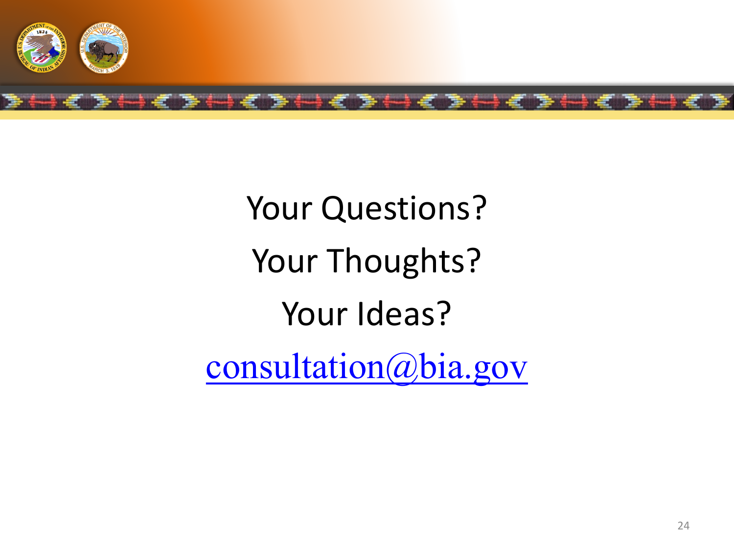Your Questions?

Your Thoughts?

Your Ideas?

[consultation@bia.gov](mailto:consultation@bia.gov)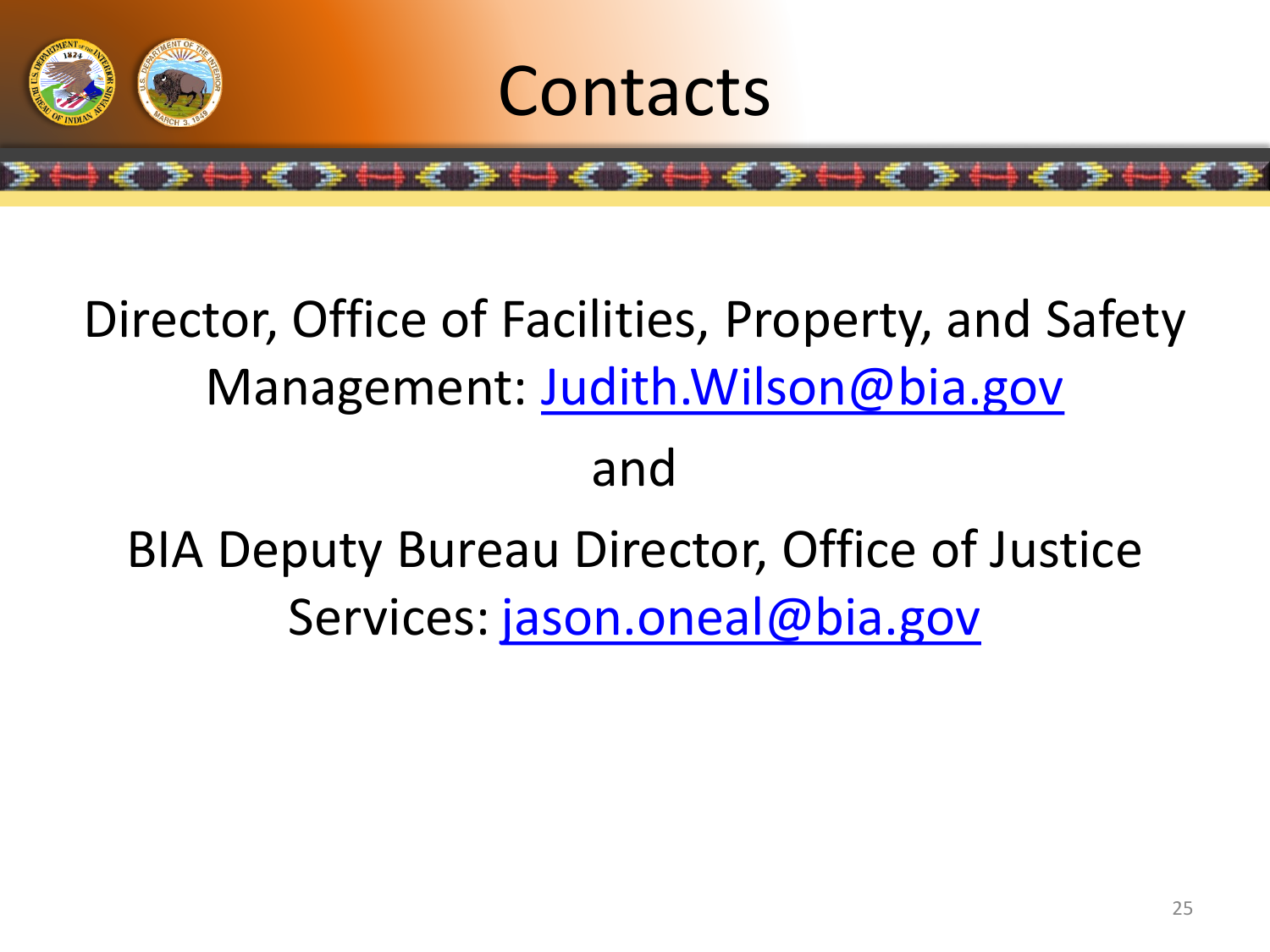# Contacts

Director, Office of Facilities, Property, and Safety Management: Judith.Wilson@bia.gov

and

BIA Deputy Bureau Director, Office of Justice Services: jason.oneal@bia.gov